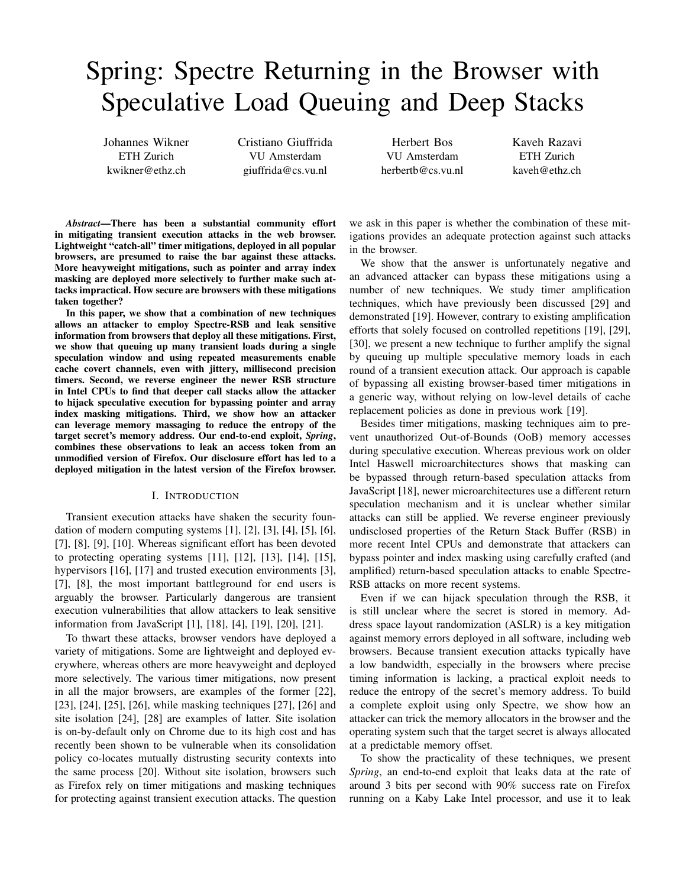# Spring: Spectre Returning in the Browser with Speculative Load Queuing and Deep Stacks

Johannes Wikner
ETH Zurich
kwikner@ethz.ch

Cristiano Giuffrida
VU Amsterdam
giuffrida@cs.vu.nl

Herbert Bos
VU Amsterdam
herbertb@cs.vu.nl

Kaveh Razavi
ETH Zurich
kaveh@ethz.ch

***Abstract*—There has been a substantial community effort in mitigating transient execution attacks in the web browser. Lightweight "catch-all" timer mitigations, deployed in all popular browsers, are presumed to raise the bar against these attacks. More heavyweight mitigations, such as pointer and array index masking are deployed more selectively to further make such attacks impractical. How secure are browsers with these mitigations taken together?**

**In this paper, we show that a combination of new techniques allows an attacker to employ Spectre-RSB and leak sensitive information from browsers that deploy all these mitigations. First, we show that queuing up many transient loads during a single speculation window and using repeated measurements enable cache covert channels, even with jittery, millisecond precision timers. Second, we reverse engineer the newer RSB structure in Intel CPUs to find that deeper call stacks allow the attacker to hijack speculative execution for bypassing pointer and array index masking mitigations. Third, we show how an attacker can leverage memory massaging to reduce the entropy of the target secret's memory address. Our end-to-end exploit, *Spring*, combines these observations to leak an access token from an unmodified version of Firefox. Our disclosure effort has led to a deployed mitigation in the latest version of the Firefox browser.**

## I. Introduction

Transient execution attacks have shaken the security foundation of modern computing systems [1], [2], [3], [4], [5], [6], [7], [8], [9], [10]. Whereas significant effort has been devoted to protecting operating systems [11], [12], [13], [14], [15], hypervisors [16], [17] and trusted execution environments [3], [7], [8], the most important battleground for end users is arguably the browser. Particularly dangerous are transient execution vulnerabilities that allow attackers to leak sensitive information from JavaScript [1], [18], [4], [19], [20], [21].

To thwart these attacks, browser vendors have deployed a variety of mitigations. Some are lightweight and deployed everywhere, whereas others are more heavyweight and deployed more selectively. The various timer mitigations, now present in all the major browsers, are examples of the former [22], [23], [24], [25], [26], while masking techniques [27], [26] and site isolation [24], [28] are examples of latter. Site isolation is on-by-default only on Chrome due to its high cost and has recently been shown to be vulnerable when its consolidation policy co-locates mutually distrusting security contexts into the same process [20]. Without site isolation, browsers such as Firefox rely on timer mitigations and masking techniques for protecting against transient execution attacks. The question we ask in this paper is whether the combination of these mitigations provides an adequate protection against such attacks in the browser.

We show that the answer is unfortunately negative and an advanced attacker can bypass these mitigations using a number of new techniques. We study timer amplification techniques, which have previously been discussed [29] and demonstrated [19]. However, contrary to existing amplification efforts that solely focused on controlled repetitions [19], [29], [30], we present a new technique to further amplify the signal by queuing up multiple speculative memory loads in each round of a transient execution attack. Our approach is capable of bypassing all existing browser-based timer mitigations in a generic way, without relying on low-level details of cache replacement policies as done in previous work [19].

Besides timer mitigations, masking techniques aim to prevent unauthorized Out-of-Bounds (OoB) memory accesses during speculative execution. Whereas previous work on older Intel Haswell microarchitectures shows that masking can be bypassed through return-based speculation attacks from JavaScript [18], newer microarchitectures use a different return speculation mechanism and it is unclear whether similar attacks can still be applied. We reverse engineer previously undisclosed properties of the Return Stack Buffer (RSB) in more recent Intel CPUs and demonstrate that attackers can bypass pointer and index masking using carefully crafted (and amplified) return-based speculation attacks to enable Spectre-RSB attacks on more recent systems.

Even if we can hijack speculation through the RSB, it is still unclear where the secret is stored in memory. Address space layout randomization (ASLR) is a key mitigation against memory errors deployed in all software, including web browsers. Because transient execution attacks typically have a low bandwidth, especially in the browsers where precise timing information is lacking, a practical exploit needs to reduce the entropy of the secret's memory address. To build a complete exploit using only Spectre, we show how an attacker can trick the memory allocators in the browser and the operating system such that the target secret is always allocated at a predictable memory offset.

To show the practicality of these techniques, we present *Spring*, an end-to-end exploit that leaks data at the rate of around 3 bits per second with 90% success rate on Firefox running on a Kaby Lake Intel processor, and use it to leak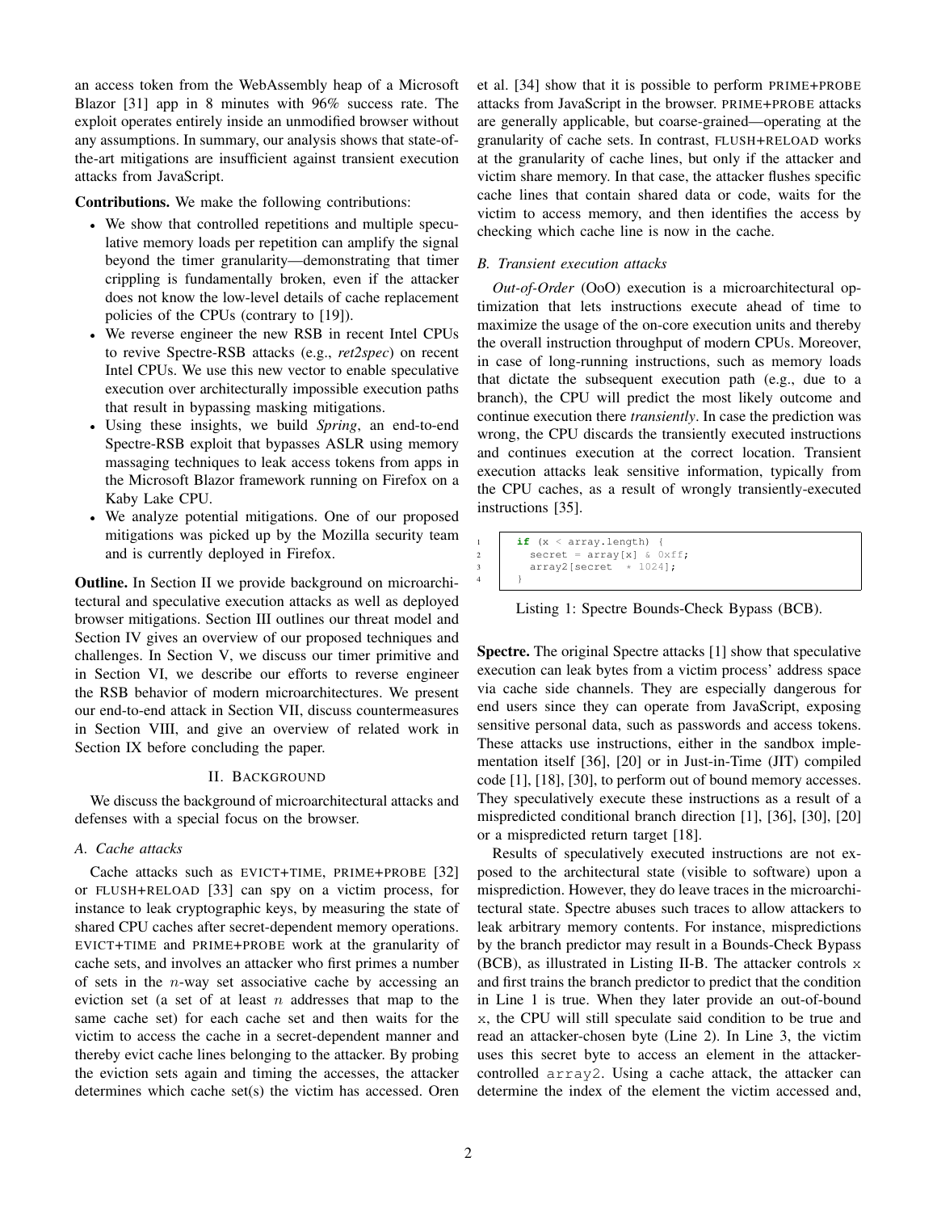an access token from the WebAssembly heap of a Microsoft Blazor [31] app in 8 minutes with 96% success rate. The exploit operates entirely inside an unmodified browser without any assumptions. In summary, our analysis shows that state-of-the-art mitigations are insufficient against transient execution attacks from JavaScript.

**Contributions.** We make the following contributions:

- We show that controlled repetitions and multiple speculative memory loads per repetition can amplify the signal beyond the timer granularity—demonstrating that timer crippling is fundamentally broken, even if the attacker does not know the low-level details of cache replacement policies of the CPUs (contrary to [19]).
- We reverse engineer the new RSB in recent Intel CPUs to revive Spectre-RSB attacks (e.g., *ret2spec*) on recent Intel CPUs. We use this new vector to enable speculative execution over architecturally impossible execution paths that result in bypassing masking mitigations.
- Using these insights, we build *Spring*, an end-to-end Spectre-RSB exploit that bypasses ASLR using memory massaging techniques to leak access tokens from apps in the Microsoft Blazor framework running on Firefox on a Kaby Lake CPU.
- We analyze potential mitigations. One of our proposed mitigations was picked up by the Mozilla security team and is currently deployed in Firefox.

**Outline.** In Section II we provide background on microarchitectural and speculative execution attacks as well as deployed browser mitigations. Section III outlines our threat model and Section IV gives an overview of our proposed techniques and challenges. In Section V, we discuss our timer primitive and in Section VI, we describe our efforts to reverse engineer the RSB behavior of modern microarchitectures. We present our end-to-end attack in Section VII, discuss countermeasures in Section VIII, and give an overview of related work in Section IX before concluding the paper.

## II. Background

We discuss the background of microarchitectural attacks and defenses with a special focus on the browser.

### A. Cache attacks

Cache attacks such as EVICT+TIME, PRIME+PROBE [32] or FLUSH+RELOAD [33] can spy on a victim process, for instance to leak cryptographic keys, by measuring the state of shared CPU caches after secret-dependent memory operations. EVICT+TIME and PRIME+PROBE work at the granularity of cache sets, and involves an attacker who first primes a number of sets in the $n$-way set associative cache by accessing an eviction set (a set of at least $n$ addresses that map to the same cache set) for each cache set and then waits for the victim to access the cache in a secret-dependent manner and thereby evict cache lines belonging to the attacker. By probing the eviction sets again and timing the accesses, the attacker determines which cache set(s) the victim has accessed. Oren et al. [34] show that it is possible to perform PRIME+PROBE attacks from JavaScript in the browser. PRIME+PROBE attacks are generally applicable, but coarse-grained—operating at the granularity of cache sets. In contrast, FLUSH+RELOAD works at the granularity of cache lines, but only if the attacker and victim share memory. In that case, the attacker flushes specific cache lines that contain shared data or code, waits for the victim to access memory, and then identifies the access by checking which cache line is now in the cache.

### B. Transient execution attacks

*Out-of-Order* (OoO) execution is a microarchitectural optimization that lets instructions execute ahead of time to maximize the usage of the on-core execution units and thereby the overall instruction throughput of modern CPUs. Moreover, in case of long-running instructions, such as memory loads that dictate the subsequent execution path (e.g., due to a branch), the CPU will predict the most likely outcome and continue execution there *transiently*. In case the prediction was wrong, the CPU discards the transiently executed instructions and continues execution at the correct location. Transient execution attacks leak sensitive information, typically from the CPU caches, as a result of wrongly transiently-executed instructions [35].

```
1  if (x < array.length) {
2    secret = array[x] & 0xff;
3    array2[secret * 1024];
4  }
```

Listing 1: Spectre Bounds-Check Bypass (BCB).

**Spectre.** The original Spectre attacks [1] show that speculative execution can leak bytes from a victim process' address space via cache side channels. They are especially dangerous for end users since they can operate from JavaScript, exposing sensitive personal data, such as passwords and access tokens. These attacks use instructions, either in the sandbox implementation itself [36], [20] or in Just-in-Time (JIT) compiled code [1], [18], [30], to perform out of bound memory accesses. They speculatively execute these instructions as a result of a mispredicted conditional branch direction [1], [36], [30], [20] or a mispredicted return target [18].

Results of speculatively executed instructions are not exposed to the architectural state (visible to software) upon a misprediction. However, they do leave traces in the microarchitectural state. Spectre abuses such traces to allow attackers to leak arbitrary memory contents. For instance, mispredictions by the branch predictor may result in a Bounds-Check Bypass (BCB), as illustrated in Listing II-B. The attacker controls x and first trains the branch predictor to predict that the condition in Line 1 is true. When they later provide an out-of-bound x, the CPU will still speculate said condition to be true and read an attacker-chosen byte (Line 2). In Line 3, the victim uses this secret byte to access an element in the attacker-controlled array2. Using a cache attack, the attacker can determine the index of the element the victim accessed and,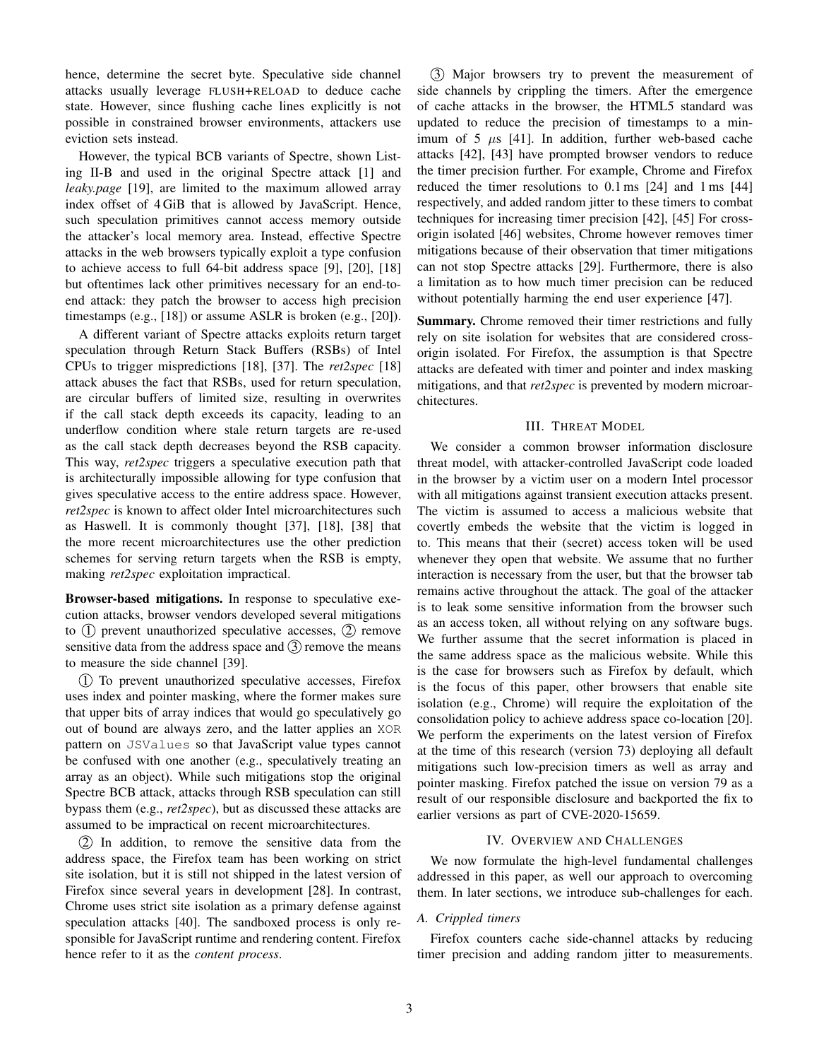hence, determine the secret byte. Speculative side channel attacks usually leverage FLUSH+RELOAD to deduce cache state. However, since flushing cache lines explicitly is not possible in constrained browser environments, attackers use eviction sets instead.

However, the typical BCB variants of Spectre, shown Listing II-B and used in the original Spectre attack [1] and *leaky.page* [19], are limited to the maximum allowed array index offset of 4 GiB that is allowed by JavaScript. Hence, such speculation primitives cannot access memory outside the attacker's local memory area. Instead, effective Spectre attacks in the web browsers typically exploit a type confusion to achieve access to full 64-bit address space [9], [20], [18] but oftentimes lack other primitives necessary for an end-to-end attack: they patch the browser to access high precision timestamps (e.g., [18]) or assume ASLR is broken (e.g., [20]).

A different variant of Spectre attacks exploits return target speculation through Return Stack Buffers (RSBs) of Intel CPUs to trigger mispredictions [18], [37]. The *ret2spec* [18] attack abuses the fact that RSBs, used for return speculation, are circular buffers of limited size, resulting in overwrites if the call stack depth exceeds its capacity, leading to an underflow condition where stale return targets are re-used as the call stack depth decreases beyond the RSB capacity. This way, *ret2spec* triggers a speculative execution path that is architecturally impossible allowing for type confusion that gives speculative access to the entire address space. However, *ret2spec* is known to affect older Intel microarchitectures such as Haswell. It is commonly thought [37], [18], [38] that the more recent microarchitectures use the other prediction schemes for serving return targets when the RSB is empty, making *ret2spec* exploitation impractical.

**Browser-based mitigations.** In response to speculative execution attacks, browser vendors developed several mitigations to ① prevent unauthorized speculative accesses, ② remove sensitive data from the address space and ③ remove the means to measure the side channel [39].

① To prevent unauthorized speculative accesses, Firefox uses index and pointer masking, where the former makes sure that upper bits of array indices that would go speculatively go out of bound are always zero, and the latter applies an `XOR` pattern on `JSValues` so that JavaScript value types cannot be confused with one another (e.g., speculatively treating an array as an object). While such mitigations stop the original Spectre BCB attack, attacks through RSB speculation can still bypass them (e.g., *ret2spec*), but as discussed these attacks are assumed to be impractical on recent microarchitectures.

② In addition, to remove the sensitive data from the address space, the Firefox team has been working on strict site isolation, but it is still not shipped in the latest version of Firefox since several years in development [28]. In contrast, Chrome uses strict site isolation as a primary defense against speculation attacks [40]. The sandboxed process is only responsible for JavaScript runtime and rendering content. Firefox hence refer to it as the *content process*.

③ Major browsers try to prevent the measurement of side channels by crippling the timers. After the emergence of cache attacks in the browser, the HTML5 standard was updated to reduce the precision of timestamps to a minimum of 5 $\mu$s [41]. In addition, further web-based cache attacks [42], [43] have prompted browser vendors to reduce the timer precision further. For example, Chrome and Firefox reduced the timer resolutions to 0.1 ms [24] and 1 ms [44] respectively, and added random jitter to these timers to combat techniques for increasing timer precision [42], [45] For cross-origin isolated [46] websites, Chrome however removes timer mitigations because of their observation that timer mitigations can not stop Spectre attacks [29]. Furthermore, there is also a limitation as to how much timer precision can be reduced without potentially harming the end user experience [47].

**Summary.** Chrome removed their timer restrictions and fully rely on site isolation for websites that are considered cross-origin isolated. For Firefox, the assumption is that Spectre attacks are defeated with timer and pointer and index masking mitigations, and that *ret2spec* is prevented by modern microarchitectures.

## III. Threat Model

We consider a common browser information disclosure threat model, with attacker-controlled JavaScript code loaded in the browser by a victim user on a modern Intel processor with all mitigations against transient execution attacks present. The victim is assumed to access a malicious website that covertly embeds the website that the victim is logged in to. This means that their (secret) access token will be used whenever they open that website. We assume that no further interaction is necessary from the user, but that the browser tab remains active throughout the attack. The goal of the attacker is to leak some sensitive information from the browser such as an access token, all without relying on any software bugs. We further assume that the secret information is placed in the same address space as the malicious website. While this is the case for browsers such as Firefox by default, which is the focus of this paper, other browsers that enable site isolation (e.g., Chrome) will require the exploitation of the consolidation policy to achieve address space co-location [20]. We perform the experiments on the latest version of Firefox at the time of this research (version 73) deploying all default mitigations such low-precision timers as well as array and pointer masking. Firefox patched the issue on version 79 as a result of our responsible disclosure and backported the fix to earlier versions as part of CVE-2020-15659.

## IV. Overview and Challenges

We now formulate the high-level fundamental challenges addressed in this paper, as well our approach to overcoming them. In later sections, we introduce sub-challenges for each.

### A. Crippled timers

Firefox counters cache side-channel attacks by reducing timer precision and adding random jitter to measurements.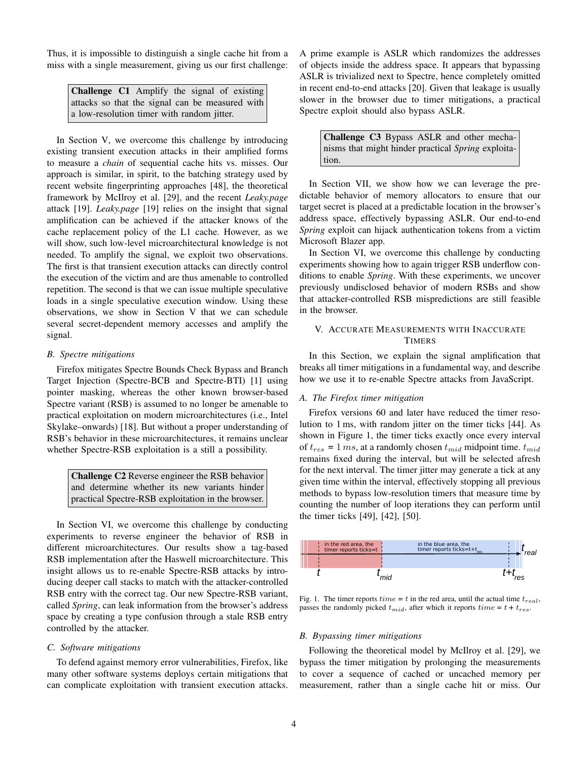Thus, it is impossible to distinguish a single cache hit from a miss with a single measurement, giving us our first challenge:

> **Challenge C1** Amplify the signal of existing attacks so that the signal can be measured with a low-resolution timer with random jitter.

In Section V, we overcome this challenge by introducing existing transient execution attacks in their amplified forms to measure a *chain* of sequential cache hits vs. misses. Our approach is similar, in spirit, to the batching strategy used by recent website fingerprinting approaches [48], the theoretical framework by McIlroy et al. [29], and the recent *Leaky.page* attack [19]. *Leaky.page* [19] relies on the insight that signal amplification can be achieved if the attacker knows of the cache replacement policy of the L1 cache. However, as we will show, such low-level microarchitectural knowledge is not needed. To amplify the signal, we exploit two observations. The first is that transient execution attacks can directly control the execution of the victim and are thus amenable to controlled repetition. The second is that we can issue multiple speculative loads in a single speculative execution window. Using these observations, we show in Section V that we can schedule several secret-dependent memory accesses and amplify the signal.

### B. Spectre mitigations

Firefox mitigates Spectre Bounds Check Bypass and Branch Target Injection (Spectre-BCB and Spectre-BTI) [1] using pointer masking, whereas the other known browser-based Spectre variant (RSB) is assumed to no longer be amenable to practical exploitation on modern microarchitectures (i.e., Intel Skylake–onwards) [18]. But without a proper understanding of RSB's behavior in these microarchitectures, it remains unclear whether Spectre-RSB exploitation is a still a possibility.

> **Challenge C2** Reverse engineer the RSB behavior and determine whether its new variants hinder practical Spectre-RSB exploitation in the browser.

In Section VI, we overcome this challenge by conducting experiments to reverse engineer the behavior of RSB in different microarchitectures. Our results show a tag-based RSB implementation after the Haswell microarchitecture. This insight allows us to re-enable Spectre-RSB attacks by introducing deeper call stacks to match with the attacker-controlled RSB entry with the correct tag. Our new Spectre-RSB variant, called *Spring*, can leak information from the browser's address space by creating a type confusion through a stale RSB entry controlled by the attacker.

### C. Software mitigations

To defend against memory error vulnerabilities, Firefox, like many other software systems deploys certain mitigations that can complicate exploitation with transient execution attacks. A prime example is ASLR which randomizes the addresses of objects inside the address space. It appears that bypassing ASLR is trivialized next to Spectre, hence completely omitted in recent end-to-end attacks [20]. Given that leakage is usually slower in the browser due to timer mitigations, a practical Spectre exploit should also bypass ASLR.

> **Challenge C3** Bypass ASLR and other mechanisms that might hinder practical *Spring* exploitation.

In Section VII, we show how we can leverage the predictable behavior of memory allocators to ensure that our target secret is placed at a predictable location in the browser's address space, effectively bypassing ASLR. Our end-to-end *Spring* exploit can hijack authentication tokens from a victim Microsoft Blazer app.

In Section VI, we overcome this challenge by conducting experiments showing how to again trigger RSB underflow conditions to enable *Spring*. With these experiments, we uncover previously undisclosed behavior of modern RSBs and show that attacker-controlled RSB mispredictions are still feasible in the browser.

## V. Accurate Measurements with Inaccurate Timers

In this Section, we explain the signal amplification that breaks all timer mitigations in a fundamental way, and describe how we use it to re-enable Spectre attacks from JavaScript.

### A. The Firefox timer mitigation

Firefox versions 60 and later have reduced the timer resolution to 1 ms, with random jitter on the timer ticks [44]. As shown in Figure 1, the timer ticks exactly once every interval of $t_{res}$ = $1\,ms$, at a randomly chosen $t_{mid}$ midpoint time. $t_{mid}$ remains fixed during the interval, but will be selected afresh for the next interval. The timer jitter may generate a tick at any given time within the interval, effectively stopping all previous methods to bypass low-resolution timers that measure time by counting the number of loop iterations they can perform until the timer ticks [49], [42], [50].

in the red area, the timer reports ticks=t | in the blue area, the timer reports ticks=t+$t_{res}$ | $t_{real}$ | $t$ | $t_{mid}$ | $t$+$t_{res}$

Fig. 1. The timer reports $time$ = $t$ in the red area, until the actual time $t_{real}$, passes the randomly picked $t_{mid}$, after which it reports $time$ = $t$ + $t_{res}$.

### B. Bypassing timer mitigations

Following the theoretical model by McIlroy et al. [29], we bypass the timer mitigation by prolonging the measurements to cover a sequence of cached or uncached memory per measurement, rather than a single cache hit or miss. Our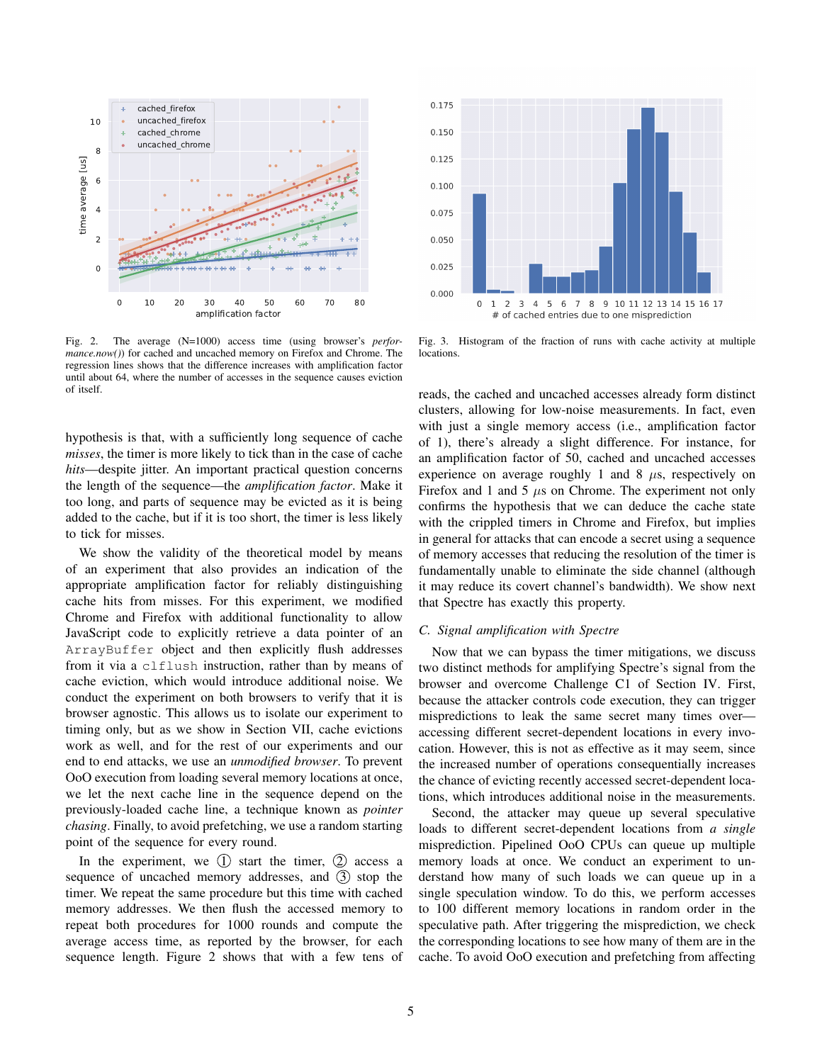Fig. 2. The average (N=1000) access time (using browser's *performance.now()*) for cached and uncached memory on Firefox and Chrome. The regression lines shows that the difference increases with amplification factor until about 64, where the number of accesses in the sequence causes eviction of itself.

Fig. 3. Histogram of the fraction of runs with cache activity at multiple locations.

hypothesis is that, with a sufficiently long sequence of cache *misses*, the timer is more likely to tick than in the case of cache *hits*—despite jitter. An important practical question concerns the length of the sequence—the *amplification factor*. Make it too long, and parts of sequence may be evicted as it is being added to the cache, but if it is too short, the timer is less likely to tick for misses.

We show the validity of the theoretical model by means of an experiment that also provides an indication of the appropriate amplification factor for reliably distinguishing cache hits from misses. For this experiment, we modified Chrome and Firefox with additional functionality to allow JavaScript code to explicitly retrieve a data pointer of an `ArrayBuffer` object and then explicitly flush addresses from it via a `clflush` instruction, rather than by means of cache eviction, which would introduce additional noise. We conduct the experiment on both browsers to verify that it is browser agnostic. This allows us to isolate our experiment to timing only, but as we show in Section VII, cache evictions work as well, and for the rest of our experiments and our end to end attacks, we use an *unmodified browser*. To prevent OoO execution from loading several memory locations at once, we let the next cache line in the sequence depend on the previously-loaded cache line, a technique known as *pointer chasing*. Finally, to avoid prefetching, we use a random starting point of the sequence for every round.

In the experiment, we ① start the timer, ② access a sequence of uncached memory addresses, and ③ stop the timer. We repeat the same procedure but this time with cached memory addresses. We then flush the accessed memory to repeat both procedures for 1000 rounds and compute the average access time, as reported by the browser, for each sequence length. Figure 2 shows that with a few tens of reads, the cached and uncached accesses already form distinct clusters, allowing for low-noise measurements. In fact, even with just a single memory access (i.e., amplification factor of 1), there's already a slight difference. For instance, for an amplification factor of 50, cached and uncached accesses experience on average roughly 1 and 8 $\mu$s, respectively on Firefox and 1 and 5 $\mu$s on Chrome. The experiment not only confirms the hypothesis that we can deduce the cache state with the crippled timers in Chrome and Firefox, but implies in general for attacks that can encode a secret using a sequence of memory accesses that reducing the resolution of the timer is fundamentally unable to eliminate the side channel (although it may reduce its covert channel's bandwidth). We show next that Spectre has exactly this property.

### C. Signal amplification with Spectre

Now that we can bypass the timer mitigations, we discuss two distinct methods for amplifying Spectre's signal from the browser and overcome Challenge C1 of Section IV. First, because the attacker controls code execution, they can trigger mispredictions to leak the same secret many times over—accessing different secret-dependent locations in every invocation. However, this is not as effective as it may seem, since the increased number of operations consequentially increases the chance of evicting recently accessed secret-dependent locations, which introduces additional noise in the measurements.

Second, the attacker may queue up several speculative loads to different secret-dependent locations from *a single* misprediction. Pipelined OoO CPUs can queue up multiple memory loads at once. We conduct an experiment to understand how many of such loads we can queue up in a single speculation window. To do this, we perform accesses to 100 different memory locations in random order in the speculative path. After triggering the misprediction, we check the corresponding locations to see how many of them are in the cache. To avoid OoO execution and prefetching from affecting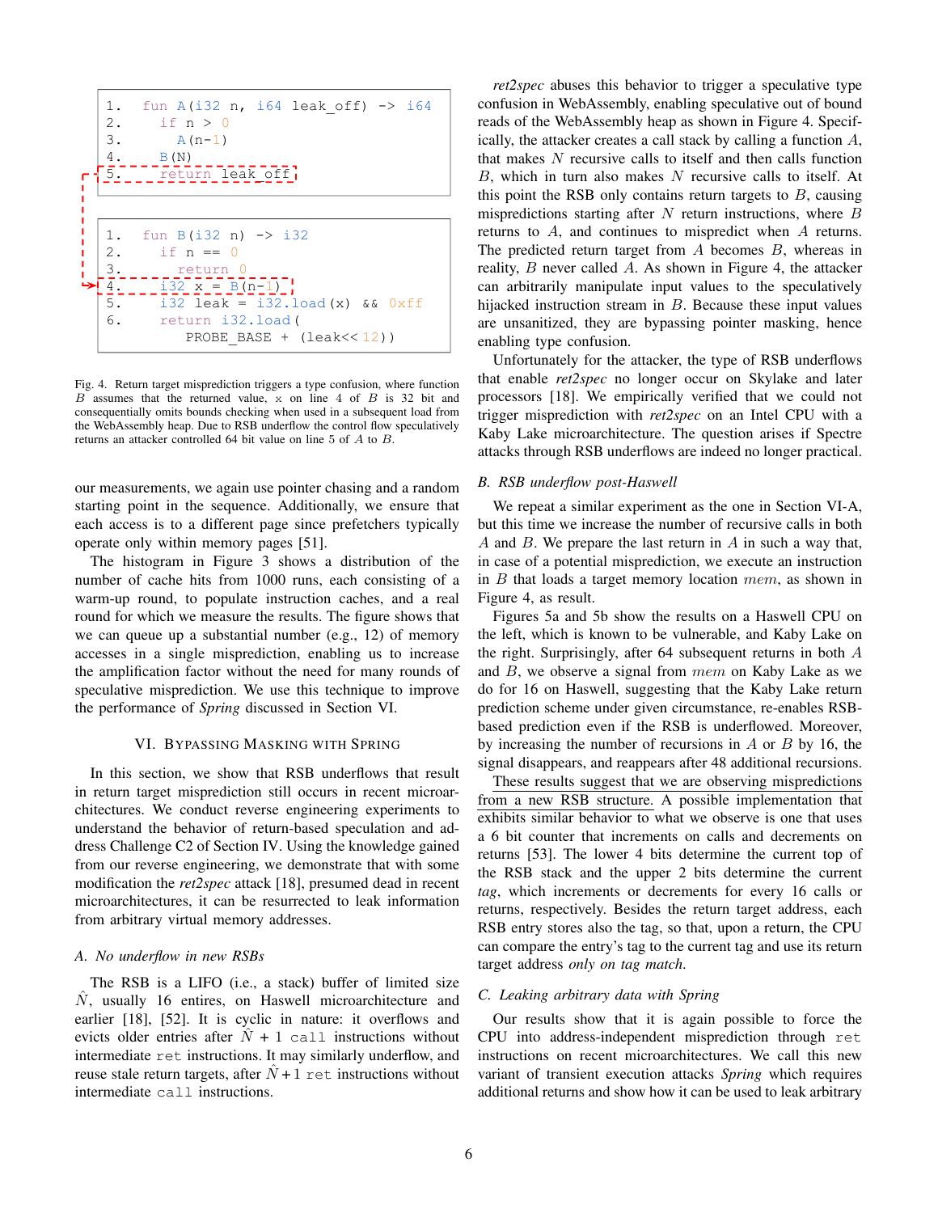```
1.  fun A(i32 n, i64 leak_off) -> i64
2.    if n > 0
3.      A(n-1)
4.    B(N)
5.    return leak_off
```

```
1.  fun B(i32 n) -> i32
2.    if n == 0
3.      return 0
4.    i32 x = B(n-1)
5.    i32 leak = i32.load(x) && 0xff
6.    return i32.load(
          PROBE_BASE + (leak<<12))
```

Fig. 4. Return target misprediction triggers a type confusion, where function $B$ assumes that the returned value, x on line 4 of $B$ is 32 bit and consequentially omits bounds checking when used in a subsequent load from the WebAssembly heap. Due to RSB underflow the control flow speculatively returns an attacker controlled 64 bit value on line 5 of $A$ to $B$.

our measurements, we again use pointer chasing and a random starting point in the sequence. Additionally, we ensure that each access is to a different page since prefetchers typically operate only within memory pages [51].

The histogram in Figure 3 shows a distribution of the number of cache hits from 1000 runs, each consisting of a warm-up round, to populate instruction caches, and a real round for which we measure the results. The figure shows that we can queue up a substantial number (e.g., 12) of memory accesses in a single misprediction, enabling us to increase the amplification factor without the need for many rounds of speculative misprediction. We use this technique to improve the performance of *Spring* discussed in Section VI.

## VI. Bypassing Masking with Spring

In this section, we show that RSB underflows that result in return target misprediction still occurs in recent microarchitectures. We conduct reverse engineering experiments to understand the behavior of return-based speculation and address Challenge C2 of Section IV. Using the knowledge gained from our reverse engineering, we demonstrate that with some modification the *ret2spec* attack [18], presumed dead in recent microarchitectures, it can be resurrected to leak information from arbitrary virtual memory addresses.

### A. No underflow in new RSBs

The RSB is a LIFO (i.e., a stack) buffer of limited size $\hat{N}$, usually 16 entries, on Haswell microarchitecture and earlier [18], [52]. It is cyclic in nature: it overflows and evicts older entries after $\hat{N}$ + 1 `call` instructions without intermediate `ret` instructions. It may similarly underflow, and reuse stale return targets, after $\hat{N}+1$ `ret` instructions without intermediate `call` instructions.

*ret2spec* abuses this behavior to trigger a speculative type confusion in WebAssembly, enabling speculative out of bound reads of the WebAssembly heap as shown in Figure 4. Specifically, the attacker creates a call stack by calling a function $A$, that makes $N$ recursive calls to itself and then calls function $B$, which in turn also makes $N$ recursive calls to itself. At this point the RSB only contains return targets to $B$, causing mispredictions starting after $N$ return instructions, where $B$ returns to $A$, and continues to mispredict when $A$ returns. The predicted return target from $A$ becomes $B$, whereas in reality, $B$ never called $A$. As shown in Figure 4, the attacker can arbitrarily manipulate input values to the speculatively hijacked instruction stream in $B$. Because these input values are unsanitized, they are bypassing pointer masking, hence enabling type confusion.

Unfortunately for the attacker, the type of RSB underflows that enable *ret2spec* no longer occur on Skylake and later processors [18]. We empirically verified that we could not trigger misprediction with *ret2spec* on an Intel CPU with a Kaby Lake microarchitecture. The question arises if Spectre attacks through RSB underflows are indeed no longer practical.

### B. RSB underflow post-Haswell

We repeat a similar experiment as the one in Section VI-A, but this time we increase the number of recursive calls in both $A$ and $B$. We prepare the last return in $A$ in such a way that, in case of a potential misprediction, we execute an instruction in $B$ that loads a target memory location $mem$, as shown in Figure 4, as result.

Figures 5a and 5b show the results on a Haswell CPU on the left, which is known to be vulnerable, and Kaby Lake on the right. Surprisingly, after 64 subsequent returns in both $A$ and $B$, we observe a signal from $mem$ on Kaby Lake as we do for 16 on Haswell, suggesting that the Kaby Lake return prediction scheme under given circumstance, re-enables RSB-based prediction even if the RSB is underflowed. Moreover, by increasing the number of recursions in $A$ or $B$ by 16, the signal disappears, and reappears after 48 additional recursions.

These results suggest that we are observing mispredictions from a new RSB structure. A possible implementation that exhibits similar behavior to what we observe is one that uses a 6 bit counter that increments on calls and decrements on returns [53]. The lower 4 bits determine the current top of the RSB stack and the upper 2 bits determine the current *tag*, which increments or decrements for every 16 calls or returns, respectively. Besides the return target address, each RSB entry stores also the tag, so that, upon a return, the CPU can compare the entry's tag to the current tag and use its return target address *only on tag match*.

### C. Leaking arbitrary data with Spring

Our results show that it is again possible to force the CPU into address-independent misprediction through `ret` instructions on recent microarchitectures. We call this new variant of transient execution attacks *Spring* which requires additional returns and show how it can be used to leak arbitrary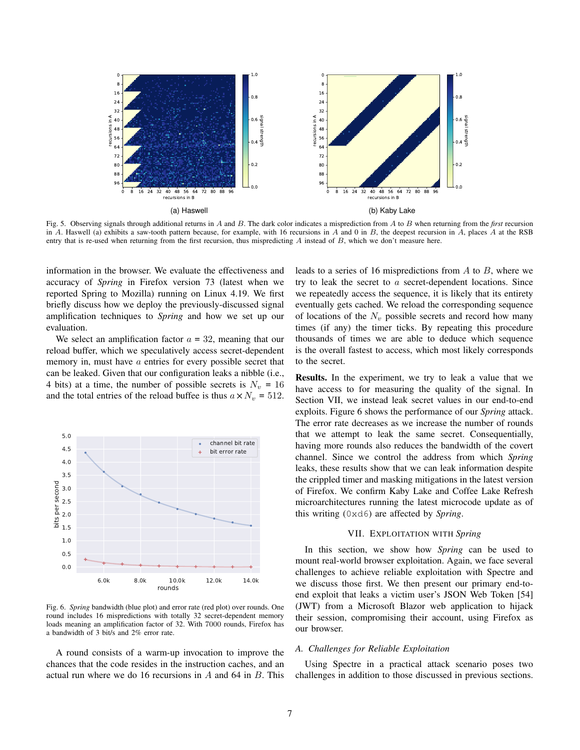Fig. 5. Observing signals through additional returns in $A$ and $B$. The dark color indicates a misprediction from $A$ to $B$ when returning from the *first* recursion in $A$. Haswell (a) exhibits a saw-tooth pattern because, for example, with 16 recursions in $A$ and 0 in $B$, the deepest recursion in $A$, places $A$ at the RSB entry that is re-used when returning from the first recursion, thus mispredicting $A$ instead of $B$, which we don't measure here.

information in the browser. We evaluate the effectiveness and accuracy of *Spring* in Firefox version 73 (latest when we reported Spring to Mozilla) running on Linux 4.19. We first briefly discuss how we deploy the previously-discussed signal amplification techniques to *Spring* and how we set up our evaluation.

We select an amplification factor $a$ = 32, meaning that our reload buffer, which we speculatively access secret-dependent memory in, must have $a$ entries for every possible secret that can be leaked. Given that our configuration leaks a nibble (i.e., 4 bits) at a time, the number of possible secrets is $N_v$ = 16 and the total entries of the reload buffee is thus $a \times N_v$ = 512.

Fig. 6. *Spring* bandwidth (blue plot) and error rate (red plot) over rounds. One round includes 16 mispredictions with totally 32 secret-dependent memory loads meaning an amplification factor of 32. With 7000 rounds, Firefox has a bandwidth of 3 bit/s and 2% error rate.

A round consists of a warm-up invocation to improve the chances that the code resides in the instruction caches, and an actual run where we do 16 recursions in $A$ and 64 in $B$. This leads to a series of 16 mispredictions from $A$ to $B$, where we try to leak the secret to $a$ secret-dependent locations. Since we repeatedly access the sequence, it is likely that its entirety eventually gets cached. We reload the corresponding sequence of locations of the $N_v$ possible secrets and record how many times (if any) the timer ticks. By repeating this procedure thousands of times we are able to deduce which sequence is the overall fastest to access, which most likely corresponds to the secret.

**Results.** In the experiment, we try to leak a value that we have access to for measuring the quality of the signal. In Section VII, we instead leak secret values in our end-to-end exploits. Figure 6 shows the performance of our *Spring* attack. The error rate decreases as we increase the number of rounds that we attempt to leak the same secret. Consequentially, having more rounds also reduces the bandwidth of the covert channel. Since we control the address from which *Spring* leaks, these results show that we can leak information despite the crippled timer and masking mitigations in the latest version of Firefox. We confirm Kaby Lake and Coffee Lake Refresh microarchitectures running the latest microcode update as of this writing (`0xd6`) are affected by *Spring*.

## VII. Exploitation with *Spring*

In this section, we show how *Spring* can be used to mount real-world browser exploitation. Again, we face several challenges to achieve reliable exploitation with Spectre and we discuss those first. We then present our primary end-to-end exploit that leaks a victim user's JSON Web Token [54] (JWT) from a Microsoft Blazor web application to hijack their session, compromising their account, using Firefox as our browser.

### A. Challenges for Reliable Exploitation

Using Spectre in a practical attack scenario poses two challenges in addition to those discussed in previous sections.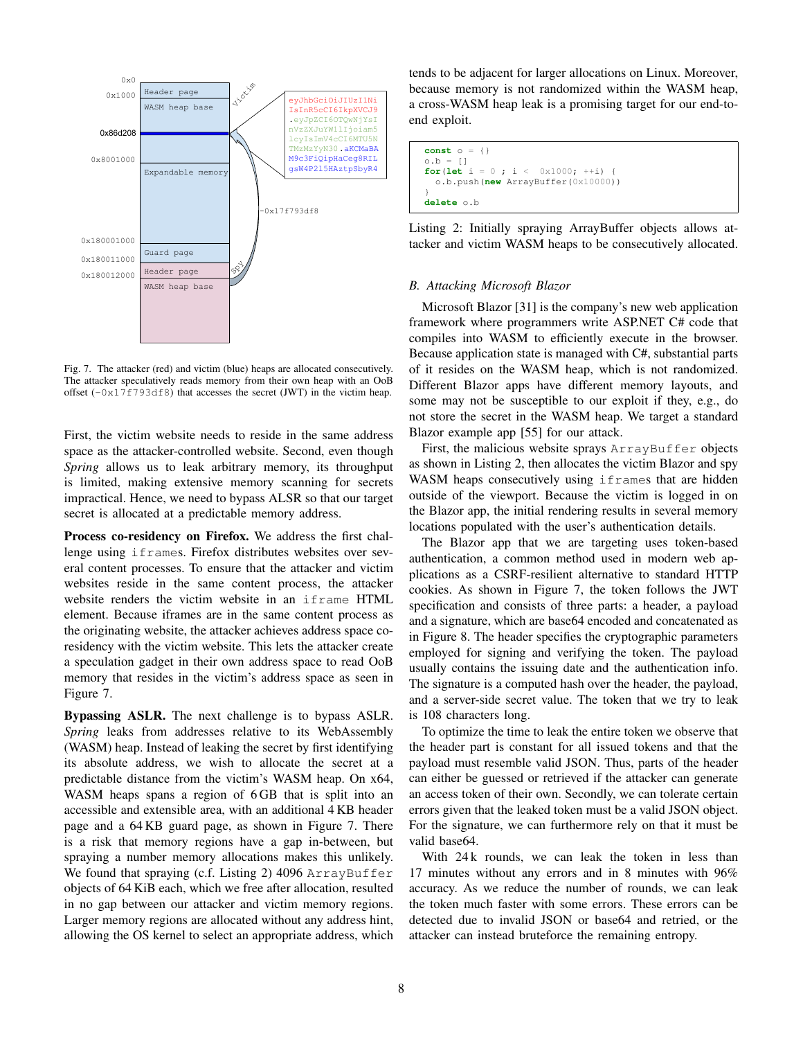Fig. 7. The attacker (red) and victim (blue) heaps are allocated consecutively. The attacker speculatively reads memory from their own heap with an OoB offset (`-0x17f793df8`) that accesses the secret (JWT) in the victim heap.

First, the victim website needs to reside in the same address space as the attacker-controlled website. Second, even though *Spring* allows us to leak arbitrary memory, its throughput is limited, making extensive memory scanning for secrets impractical. Hence, we need to bypass ALSR so that our target secret is allocated at a predictable memory address.

**Process co-residency on Firefox.** We address the first challenge using `iframes`. Firefox distributes websites over several content processes. To ensure that the attacker and victim websites reside in the same content process, the attacker website renders the victim website in an `iframe` HTML element. Because iframes are in the same content process as the originating website, the attacker achieves address space co-residency with the victim website. This lets the attacker create a speculation gadget in their own address space to read OoB memory that resides in the victim's address space as seen in Figure 7.

**Bypassing ASLR.** The next challenge is to bypass ASLR. *Spring* leaks from addresses relative to its WebAssembly (WASM) heap. Instead of leaking the secret by first identifying its absolute address, we wish to allocate the secret at a predictable distance from the victim's WASM heap. On x64, WASM heaps spans a region of 6 GB that is split into an accessible and extensible area, with an additional 4 KB header page and a 64 KB guard page, as shown in Figure 7. There is a risk that memory regions have a gap in-between, but spraying a number memory allocations makes this unlikely. We found that spraying (c.f. Listing 2) 4096 `ArrayBuffer` objects of 64 KiB each, which we free after allocation, resulted in no gap between our attacker and victim memory regions. Larger memory regions are allocated without any address hint, allowing the OS kernel to select an appropriate address, which tends to be adjacent for larger allocations on Linux. Moreover, because memory is not randomized within the WASM heap, a cross-WASM heap leak is a promising target for our end-to-end exploit.

```
const o = {}
o.b = []
for(let i = 0 ; i <  0x1000; ++i) {
  o.b.push(new ArrayBuffer(0x10000))
}
delete o.b
```

Listing 2: Initially spraying ArrayBuffer objects allows attacker and victim WASM heaps to be consecutively allocated.

### B. Attacking Microsoft Blazor

Microsoft Blazor [31] is the company's new web application framework where programmers write ASP.NET C# code that compiles into WASM to efficiently execute in the browser. Because application state is managed with C#, substantial parts of it resides on the WASM heap, which is not randomized. Different Blazor apps have different memory layouts, and some may not be susceptible to our exploit if they, e.g., do not store the secret in the WASM heap. We target a standard Blazor example app [55] for our attack.

First, the malicious website sprays `ArrayBuffer` objects as shown in Listing 2, then allocates the victim Blazor and spy WASM heaps consecutively using `iframes` that are hidden outside of the viewport. Because the victim is logged in on the Blazor app, the initial rendering results in several memory locations populated with the user's authentication details.

The Blazor app that we are targeting uses token-based authentication, a common method used in modern web applications as a CSRF-resilient alternative to standard HTTP cookies. As shown in Figure 7, the token follows the JWT specification and consists of three parts: a header, a payload and a signature, which are base64 encoded and concatenated as in Figure 8. The header specifies the cryptographic parameters employed for signing and verifying the token. The payload usually contains the issuing date and the authentication info. The signature is a computed hash over the header, the payload, and a server-side secret value. The token that we try to leak is 108 characters long.

To optimize the time to leak the entire token we observe that the header part is constant for all issued tokens and that the payload must resemble valid JSON. Thus, parts of the header can either be guessed or retrieved if the attacker can generate an access token of their own. Secondly, we can tolerate certain errors given that the leaked token must be a valid JSON object. For the signature, we can furthermore rely on that it must be valid base64.

With 24 k rounds, we can leak the token in less than 17 minutes without any errors and in 8 minutes with 96% accuracy. As we reduce the number of rounds, we can leak the token much faster with some errors. These errors can be detected due to invalid JSON or base64 and retried, or the attacker can instead bruteforce the remaining entropy.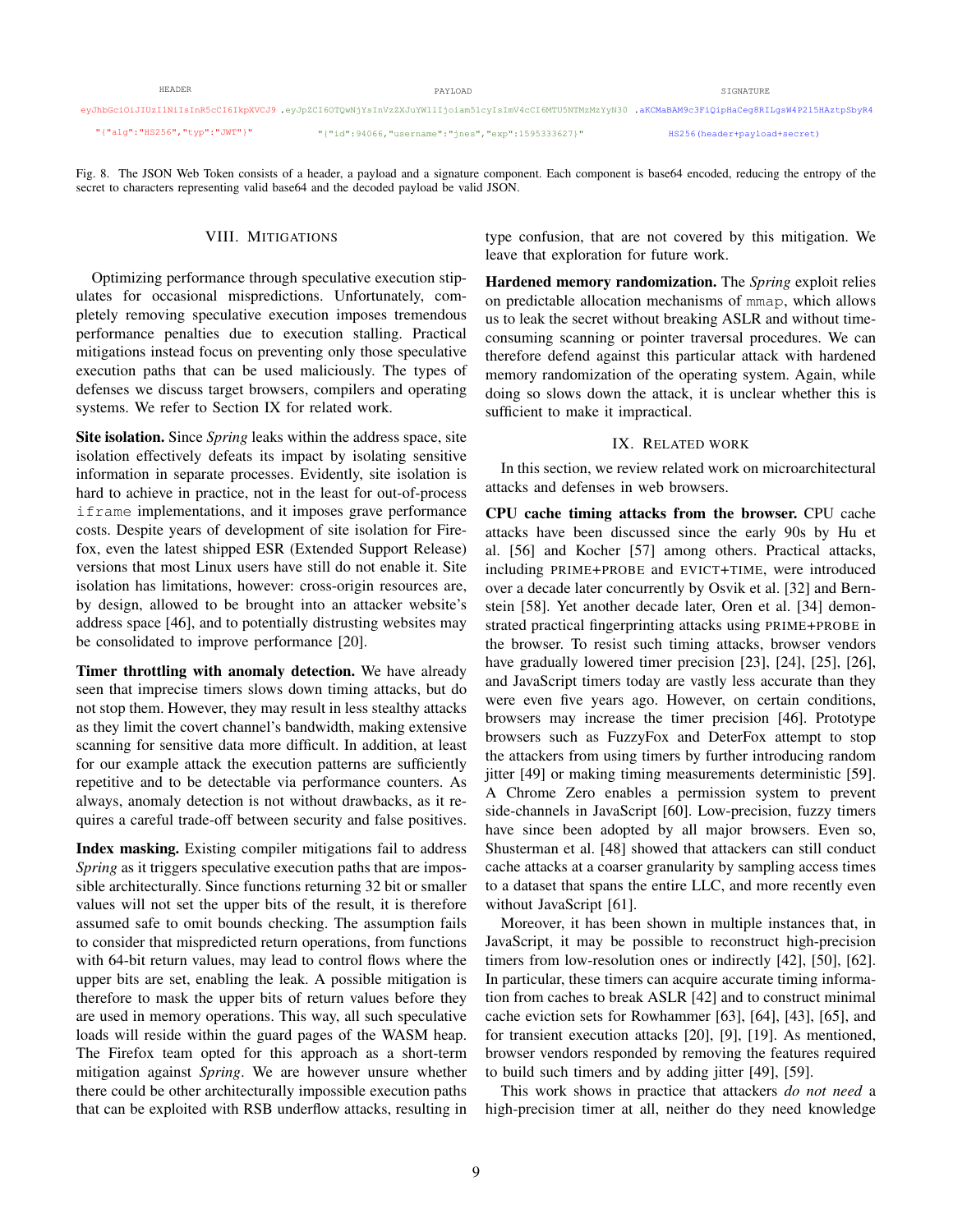| HEADER | PAYLOAD | SIGNATURE |
| --- | --- | --- |
| eyJhbGciOiJIUzI1NiIsInR5cCI6IkpXVCJ9 | .eyJpZCI6OTQwNjYsInVzZXJuYW1lIjoiam5lcyIsImV4cCI6MTU5NTMzMzYyN30 | .aKCMaBAM9c3FiQipHaCeg8RILgsW4P215HAztpSbyR4 |
| "{"alg":"HS256","typ":"JWT"}" | "{"id":94066,"username":"jnes","exp":1595333627}" | HS256(header+payload+secret) |

Fig. 8. The JSON Web Token consists of a header, a payload and a signature component. Each component is base64 encoded, reducing the entropy of the secret to characters representing valid base64 and the decoded payload be valid JSON.

## VIII. Mitigations

Optimizing performance through speculative execution stipulates for occasional mispredictions. Unfortunately, completely removing speculative execution imposes tremendous performance penalties due to execution stalling. Practical mitigations instead focus on preventing only those speculative execution paths that can be used maliciously. The types of defenses we discuss target browsers, compilers and operating systems. We refer to Section IX for related work.

**Site isolation.** Since *Spring* leaks within the address space, site isolation effectively defeats its impact by isolating sensitive information in separate processes. Evidently, site isolation is hard to achieve in practice, not in the least for out-of-process `iframe` implementations, and it imposes grave performance costs. Despite years of development of site isolation for Firefox, even the latest shipped ESR (Extended Support Release) versions that most Linux users have still do not enable it. Site isolation has limitations, however: cross-origin resources are, by design, allowed to be brought into an attacker website's address space [46], and to potentially distrusting websites may be consolidated to improve performance [20].

**Timer throttling with anomaly detection.** We have already seen that imprecise timers slows down timing attacks, but do not stop them. However, they may result in less stealthy attacks as they limit the covert channel's bandwidth, making extensive scanning for sensitive data more difficult. In addition, at least for our example attack the execution patterns are sufficiently repetitive and to be detectable via performance counters. As always, anomaly detection is not without drawbacks, as it requires a careful trade-off between security and false positives.

**Index masking.** Existing compiler mitigations fail to address *Spring* as it triggers speculative execution paths that are impossible architecturally. Since functions returning 32 bit or smaller values will not set the upper bits of the result, it is therefore assumed safe to omit bounds checking. The assumption fails to consider that mispredicted return operations, from functions with 64-bit return values, may lead to control flows where the upper bits are set, enabling the leak. A possible mitigation is therefore to mask the upper bits of return values before they are used in memory operations. This way, all such speculative loads will reside within the guard pages of the WASM heap. The Firefox team opted for this approach as a short-term mitigation against *Spring*. We are however unsure whether there could be other architecturally impossible execution paths that can be exploited with RSB underflow attacks, resulting in type confusion, that are not covered by this mitigation. We leave that exploration for future work.

**Hardened memory randomization.** The *Spring* exploit relies on predictable allocation mechanisms of `mmap`, which allows us to leak the secret without breaking ASLR and without time-consuming scanning or pointer traversal procedures. We can therefore defend against this particular attack with hardened memory randomization of the operating system. Again, while doing so slows down the attack, it is unclear whether this is sufficient to make it impractical.

## IX. Related work

In this section, we review related work on microarchitectural attacks and defenses in web browsers.

**CPU cache timing attacks from the browser.** CPU cache attacks have been discussed since the early 90s by Hu et al. [56] and Kocher [57] among others. Practical attacks, including PRIME+PROBE and EVICT+TIME, were introduced over a decade later concurrently by Osvik et al. [32] and Bernstein [58]. Yet another decade later, Oren et al. [34] demonstrated practical fingerprinting attacks using PRIME+PROBE in the browser. To resist such timing attacks, browser vendors have gradually lowered timer precision [23], [24], [25], [26], and JavaScript timers today are vastly less accurate than they were even five years ago. However, on certain conditions, browsers may increase the timer precision [46]. Prototype browsers such as FuzzyFox and DeterFox attempt to stop the attackers from using timers by further introducing random jitter [49] or making timing measurements deterministic [59]. A Chrome Zero enables a permission system to prevent side-channels in JavaScript [60]. Low-precision, fuzzy timers have since been adopted by all major browsers. Even so, Shusterman et al. [48] showed that attackers can still conduct cache attacks at a coarser granularity by sampling access times to a dataset that spans the entire LLC, and more recently even without JavaScript [61].

Moreover, it has been shown in multiple instances that, in JavaScript, it may be possible to reconstruct high-precision timers from low-resolution ones or indirectly [42], [50], [62]. In particular, these timers can acquire accurate timing information from caches to break ASLR [42] and to construct minimal cache eviction sets for Rowhammer [63], [64], [43], [65], and for transient execution attacks [20], [9], [19]. As mentioned, browser vendors responded by removing the features required to build such timers and by adding jitter [49], [59].

This work shows in practice that attackers *do not need* a high-precision timer at all, neither do they need knowledge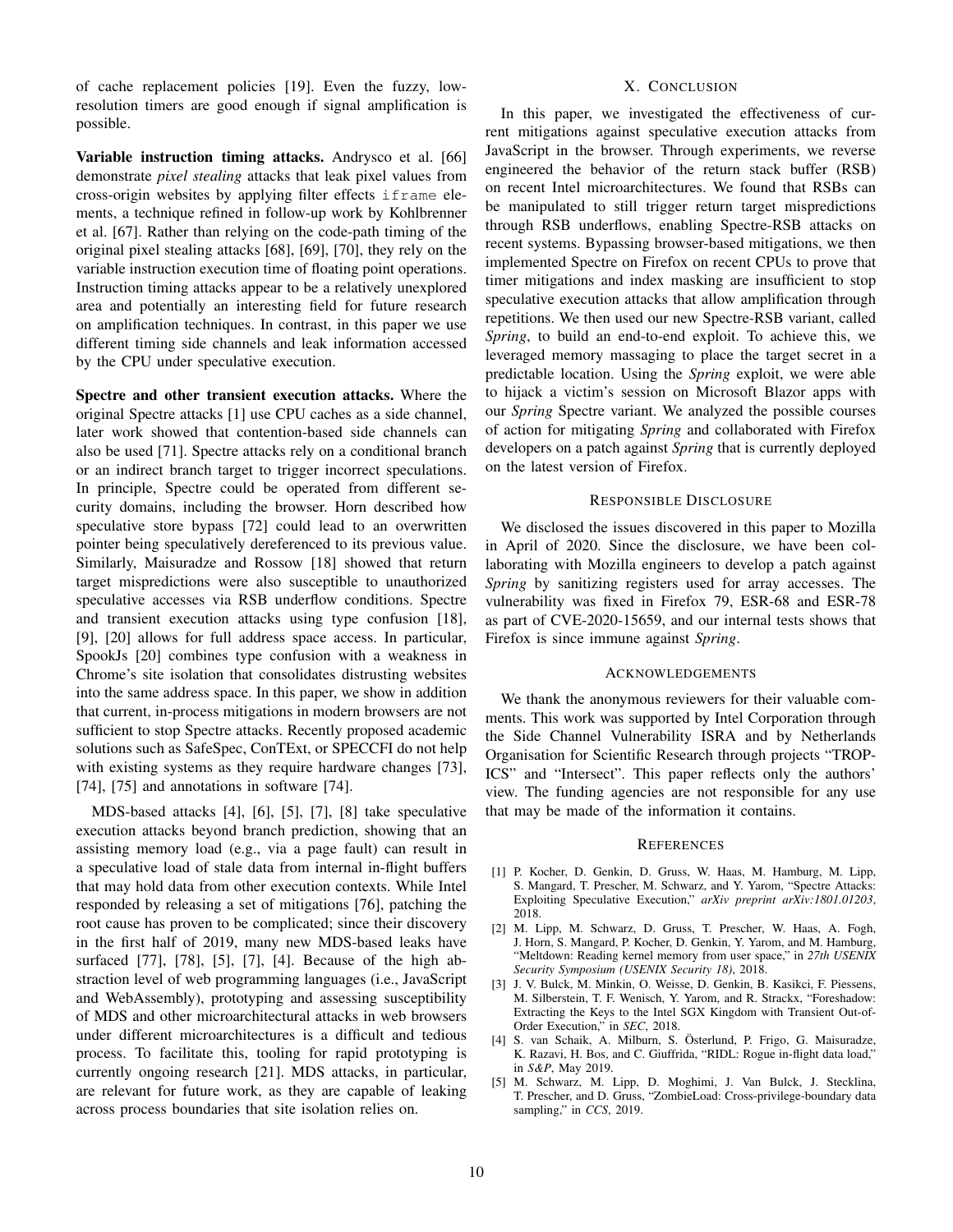of cache replacement policies [19]. Even the fuzzy, low-resolution timers are good enough if signal amplification is possible.

**Variable instruction timing attacks.** Andrysco et al. [66] demonstrate *pixel stealing* attacks that leak pixel values from cross-origin websites by applying filter effects `iframe` elements, a technique refined in follow-up work by Kohlbrenner et al. [67]. Rather than relying on the code-path timing of the original pixel stealing attacks [68], [69], [70], they rely on the variable instruction execution time of floating point operations. Instruction timing attacks appear to be a relatively unexplored area and potentially an interesting field for future research on amplification techniques. In contrast, in this paper we use different timing side channels and leak information accessed by the CPU under speculative execution.

**Spectre and other transient execution attacks.** Where the original Spectre attacks [1] use CPU caches as a side channel, later work showed that contention-based side channels can also be used [71]. Spectre attacks rely on a conditional branch or an indirect branch target to trigger incorrect speculations. In principle, Spectre could be operated from different security domains, including the browser. Horn described how speculative store bypass [72] could lead to an overwritten pointer being speculatively dereferenced to its previous value. Similarly, Maisuradze and Rossow [18] showed that return target mispredictions were also susceptible to unauthorized speculative accesses via RSB underflow conditions. Spectre and transient execution attacks using type confusion [18], [9], [20] allows for full address space access. In particular, SpookJs [20] combines type confusion with a weakness in Chrome's site isolation that consolidates distrusting websites into the same address space. In this paper, we show in addition that current, in-process mitigations in modern browsers are not sufficient to stop Spectre attacks. Recently proposed academic solutions such as SafeSpec, ConTExt, or SPECCFI do not help with existing systems as they require hardware changes [73], [74], [75] and annotations in software [74].

MDS-based attacks [4], [6], [5], [7], [8] take speculative execution attacks beyond branch prediction, showing that an assisting memory load (e.g., via a page fault) can result in a speculative load of stale data from internal in-flight buffers that may hold data from other execution contexts. While Intel responded by releasing a set of mitigations [76], patching the root cause has proven to be complicated; since their discovery in the first half of 2019, many new MDS-based leaks have surfaced [77], [78], [5], [7], [4]. Because of the high abstraction level of web programming languages (i.e., JavaScript and WebAssembly), prototyping and assessing susceptibility of MDS and other microarchitectural attacks in web browsers under different microarchitectures is a difficult and tedious process. To facilitate this, tooling for rapid prototyping is currently ongoing research [21]. MDS attacks, in particular, are relevant for future work, as they are capable of leaking across process boundaries that site isolation relies on.

## X. Conclusion

In this paper, we investigated the effectiveness of current mitigations against speculative execution attacks from JavaScript in the browser. Through experiments, we reverse engineered the behavior of the return stack buffer (RSB) on recent Intel microarchitectures. We found that RSBs can be manipulated to still trigger return target mispredictions through RSB underflows, enabling Spectre-RSB attacks on recent systems. Bypassing browser-based mitigations, we then implemented Spectre on Firefox on recent CPUs to prove that timer mitigations and index masking are insufficient to stop speculative execution attacks that allow amplification through repetitions. We then used our new Spectre-RSB variant, called *Spring*, to build an end-to-end exploit. To achieve this, we leveraged memory massaging to place the target secret in a predictable location. Using the *Spring* exploit, we were able to hijack a victim's session on Microsoft Blazor apps with our *Spring* Spectre variant. We analyzed the possible courses of action for mitigating *Spring* and collaborated with Firefox developers on a patch against *Spring* that is currently deployed on the latest version of Firefox.

## Responsible Disclosure

We disclosed the issues discovered in this paper to Mozilla in April of 2020. Since the disclosure, we have been collaborating with Mozilla engineers to develop a patch against *Spring* by sanitizing registers used for array accesses. The vulnerability was fixed in Firefox 79, ESR-68 and ESR-78 as part of CVE-2020-15659, and our internal tests shows that Firefox is since immune against *Spring*.

## Acknowledgements

We thank the anonymous reviewers for their valuable comments. This work was supported by Intel Corporation through the Side Channel Vulnerability ISRA and by Netherlands Organisation for Scientific Research through projects "TROPICS" and "Intersect". This paper reflects only the authors' view. The funding agencies are not responsible for any use that may be made of the information it contains.

## References

[1] P. Kocher, D. Genkin, D. Gruss, W. Haas, M. Hamburg, M. Lipp, S. Mangard, T. Prescher, M. Schwarz, and Y. Yarom, "Spectre Attacks: Exploiting Speculative Execution," *arXiv preprint arXiv:1801.01203*, 2018.

[2] M. Lipp, M. Schwarz, D. Gruss, T. Prescher, W. Haas, A. Fogh, J. Horn, S. Mangard, P. Kocher, D. Genkin, Y. Yarom, and M. Hamburg, "Meltdown: Reading kernel memory from user space," in *27th USENIX Security Symposium (USENIX Security 18)*, 2018.

[3] J. V. Bulck, M. Minkin, O. Weisse, D. Genkin, B. Kasikci, F. Piessens, M. Silberstein, T. F. Wenisch, Y. Yarom, and R. Strackx, "Foreshadow: Extracting the Keys to the Intel SGX Kingdom with Transient Out-of-Order Execution," in *SEC*, 2018.

[4] S. van Schaik, A. Milburn, S. Österlund, P. Frigo, G. Maisuradze, K. Razavi, H. Bos, and C. Giuffrida, "RIDL: Rogue in-flight data load," in *S&P*, May 2019.

[5] M. Schwarz, M. Lipp, D. Moghimi, J. Van Bulck, J. Stecklina, T. Prescher, and D. Gruss, "ZombieLoad: Cross-privilege-boundary data sampling," in *CCS*, 2019.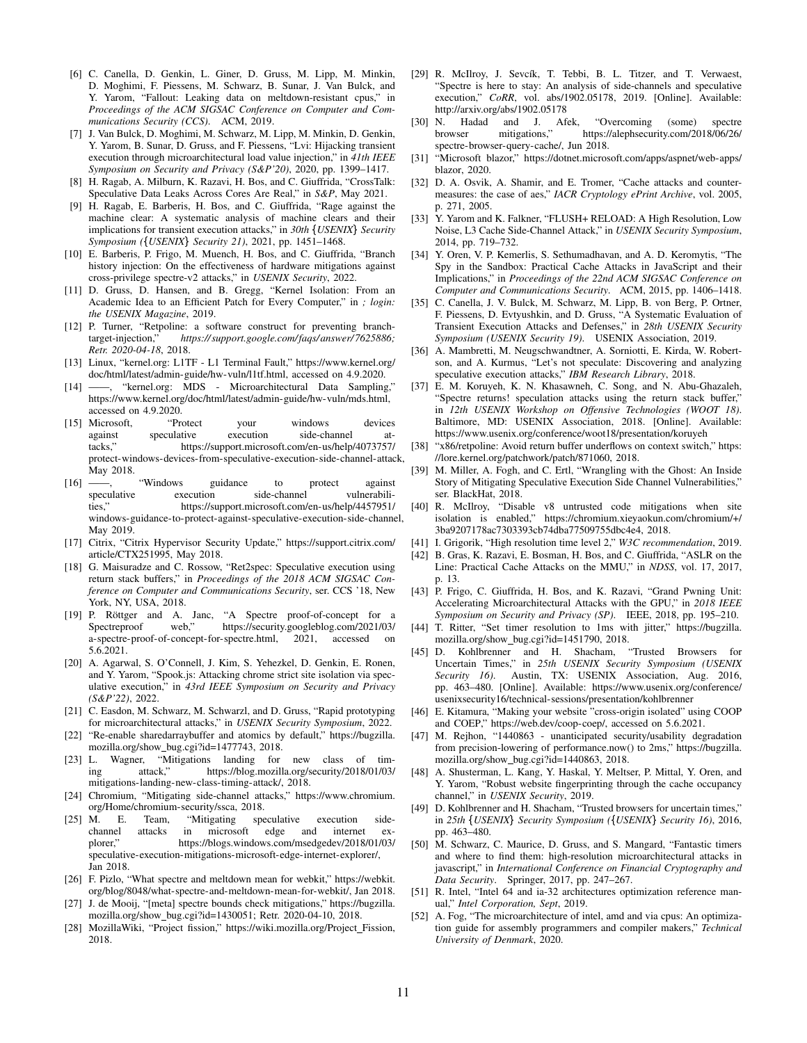[6] C. Canella, D. Genkin, L. Giner, D. Gruss, M. Lipp, M. Minkin, D. Moghimi, F. Piessens, M. Schwarz, B. Sunar, J. Van Bulck, and Y. Yarom, "Fallout: Leaking data on meltdown-resistant cpus," in *Proceedings of the ACM SIGSAC Conference on Computer and Communications Security (CCS)*. ACM, 2019.

[7] J. Van Bulck, D. Moghimi, M. Schwarz, M. Lipp, M. Minkin, D. Genkin, Y. Yarom, B. Sunar, D. Gruss, and F. Piessens, "Lvi: Hijacking transient execution through microarchitectural load value injection," in *41th IEEE Symposium on Security and Privacy (S&P'20)*, 2020, pp. 1399–1417.

[8] H. Ragab, A. Milburn, K. Razavi, H. Bos, and C. Giuffrida, "CrossTalk: Speculative Data Leaks Across Cores Are Real," in *S&P*, May 2021.

[9] H. Ragab, E. Barberis, H. Bos, and C. Giuffrida, "Rage against the machine clear: A systematic analysis of machine clears and their implications for transient execution attacks," in *30th {USENIX} Security Symposium ({USENIX} Security 21)*, 2021, pp. 1451–1468.

[10] E. Barberis, P. Frigo, M. Muench, H. Bos, and C. Giuffrida, "Branch history injection: On the effectiveness of hardware mitigations against cross-privilege spectre-v2 attacks," in *USENIX Security*, 2022.

[11] D. Gruss, D. Hansen, and B. Gregg, "Kernel Isolation: From an Academic Idea to an Efficient Patch for Every Computer," in *; login: the USENIX Magazine*, 2019.

[12] P. Turner, "Retpoline: a software construct for preventing branch-target-injection," *https://support.google.com/faqs/answer/7625886; Retr. 2020-04-18*, 2018.

[13] Linux, "kernel.org: L1TF - L1 Terminal Fault," https://www.kernel.org/doc/html/latest/admin-guide/hw-vuln/l1tf.html, accessed on 4.9.2020.

[14] ——, "kernel.org: MDS - Microarchitectural Data Sampling," https://www.kernel.org/doc/html/latest/admin-guide/hw-vuln/mds.html, accessed on 4.9.2020.

[15] Microsoft, "Protect your windows devices against speculative execution side-channel attacks," https://support.microsoft.com/en-us/help/4073757/protect-windows-devices-from-speculative-execution-side-channel-attack, May 2018.

[16] ——, "Windows guidance to protect against speculative execution side-channel vulnerabilities," https://support.microsoft.com/en-us/help/4457951/windows-guidance-to-protect-against-speculative-execution-side-channel, May 2019.

[17] Citrix, "Citrix Hypervisor Security Update," https://support.citrix.com/article/CTX251995, May 2018.

[18] G. Maisuradze and C. Rossow, "Ret2spec: Speculative execution using return stack buffers," in *Proceedings of the 2018 ACM SIGSAC Conference on Computer and Communications Security*, ser. CCS '18, New York, NY, USA, 2018.

[19] P. Röttger and A. Janc, "A Spectre proof-of-concept for a Spectreproof web," https://security.googleblog.com/2021/03/a-spectre-proof-of-concept-for-spectre.html, 2021, accessed on 5.6.2021.

[20] A. Agarwal, S. O'Connell, J. Kim, S. Yehezkel, D. Genkin, E. Ronen, and Y. Yarom, "Spook.js: Attacking chrome strict site isolation via speculative execution," in *43rd IEEE Symposium on Security and Privacy (S&P'22)*, 2022.

[21] C. Easdon, M. Schwarz, M. Schwarzl, and D. Gruss, "Rapid prototyping for microarchitectural attacks," in *USENIX Security Symposium*, 2022.

[22] "Re-enable sharedarraybuffer and atomics by default," https://bugzilla.mozilla.org/show_bug.cgi?id=1477743, 2018.

[23] L. Wagner, "Mitigations landing for new class of timing attack," https://blog.mozilla.org/security/2018/01/03/mitigations-landing-new-class-timing-attack/, 2018.

[24] Chromium, "Mitigating side-channel attacks," https://www.chromium.org/Home/chromium-security/ssca, 2018.

[25] M. E. Team, "Mitigating speculative execution side-channel attacks in microsoft edge and internet explorer," https://blogs.windows.com/msedgedev/2018/01/03/speculative-execution-mitigations-microsoft-edge-internet-explorer/, Jan 2018.

[26] F. Pizlo, "What spectre and meltdown mean for webkit," https://webkit.org/blog/8048/what-spectre-and-meltdown-mean-for-webkit/, Jan 2018.

[27] J. de Mooij, "[meta] spectre bounds check mitigations," https://bugzilla.mozilla.org/show_bug.cgi?id=1430051; Retr. 2020-04-10, 2018.

[28] MozillaWiki, "Project fission," https://wiki.mozilla.org/Project_Fission, 2018.

[29] R. McIlroy, J. Sevcík, T. Tebbi, B. L. Titzer, and T. Verwaest, "Spectre is here to stay: An analysis of side-channels and speculative execution," *CoRR*, vol. abs/1902.05178, 2019. [Online]. Available: http://arxiv.org/abs/1902.05178

[30] N. Hadad and J. Afek, "Overcoming (some) spectre browser mitigations," https://alephsecurity.com/2018/06/26/spectre-browser-query-cache/, Jun 2018.

[31] "Microsoft blazor," https://dotnet.microsoft.com/apps/aspnet/web-apps/blazor, 2020.

[32] D. A. Osvik, A. Shamir, and E. Tromer, "Cache attacks and countermeasures: the case of aes," *IACR Cryptology ePrint Archive*, vol. 2005, p. 271, 2005.

[33] Y. Yarom and K. Falkner, "FLUSH+ RELOAD: A High Resolution, Low Noise, L3 Cache Side-Channel Attack," in *USENIX Security Symposium*, 2014, pp. 719–732.

[34] Y. Oren, V. P. Kemerlis, S. Sethumadhavan, and A. D. Keromytis, "The Spy in the Sandbox: Practical Cache Attacks in JavaScript and their Implications," in *Proceedings of the 22nd ACM SIGSAC Conference on Computer and Communications Security*. ACM, 2015, pp. 1406–1418.

[35] C. Canella, J. V. Bulck, M. Schwarz, M. Lipp, B. von Berg, P. Ortner, F. Piessens, D. Evtyushkin, and D. Gruss, "A Systematic Evaluation of Transient Execution Attacks and Defenses," in *28th USENIX Security Symposium (USENIX Security 19)*. USENIX Association, 2019.

[36] A. Mambretti, M. Neugschwandtner, A. Sorniotti, E. Kirda, W. Robertson, and A. Kurmus, "Let's not speculate: Discovering and analyzing speculative execution attacks," *IBM Research Library*, 2018.

[37] E. M. Koruyeh, K. N. Khasawneh, C. Song, and N. Abu-Ghazaleh, "Spectre returns! speculation attacks using the return stack buffer," in *12th USENIX Workshop on Offensive Technologies (WOOT 18)*. Baltimore, MD: USENIX Association, 2018. [Online]. Available: https://www.usenix.org/conference/woot18/presentation/koruyeh

[38] "x86/retpoline: Avoid return buffer underflows on context switch," https://lore.kernel.org/patchwork/patch/871060, 2018.

[39] M. Miller, A. Fogh, and C. Ertl, "Wrangling with the Ghost: An Inside Story of Mitigating Speculative Execution Side Channel Vulnerabilities," ser. BlackHat, 2018.

[40] R. McIlroy, "Disable v8 untrusted code mitigations when site isolation is enabled," https://chromium.xieyaokun.com/chromium/+/3ba9207178ac7303393cb74dba77509755dbc4e4, 2018.

[41] I. Grigorik, "High resolution time level 2," *W3C recommendation*, 2019.

[42] B. Gras, K. Razavi, E. Bosman, H. Bos, and C. Giuffrida, "ASLR on the Line: Practical Cache Attacks on the MMU," in *NDSS*, vol. 17, 2017, p. 13.

[43] P. Frigo, C. Giuffrida, H. Bos, and K. Razavi, "Grand Pwning Unit: Accelerating Microarchitectural Attacks with the GPU," in *2018 IEEE Symposium on Security and Privacy (SP)*. IEEE, 2018, pp. 195–210.

[44] T. Ritter, "Set timer resolution to 1ms with jitter," https://bugzilla.mozilla.org/show_bug.cgi?id=1451790, 2018.

[45] D. Kohlbrenner and H. Shacham, "Trusted Browsers for Uncertain Times," in *25th USENIX Security Symposium (USENIX Security 16)*. Austin, TX: USENIX Association, Aug. 2016, pp. 463–480. [Online]. Available: https://www.usenix.org/conference/usenixsecurity16/technical-sessions/presentation/kohlbrenner

[46] E. Kitamura, "Making your website "cross-origin isolated" using COOP and COEP," https://web.dev/coop-coep/, accessed on 5.6.2021.

[47] M. Rejhon, "1440863 - unanticipated security/usability degradation from precision-lowering of performance.now() to 2ms," https://bugzilla.mozilla.org/show_bug.cgi?id=1440863, 2018.

[48] A. Shusterman, L. Kang, Y. Haskal, Y. Meltser, P. Mittal, Y. Oren, and Y. Yarom, "Robust website fingerprinting through the cache occupancy channel," in *USENIX Security*, 2019.

[49] D. Kohlbrenner and H. Shacham, "Trusted browsers for uncertain times," in *25th {USENIX} Security Symposium ({USENIX} Security 16)*, 2016, pp. 463–480.

[50] M. Schwarz, C. Maurice, D. Gruss, and S. Mangard, "Fantastic timers and where to find them: high-resolution microarchitectural attacks in javascript," in *International Conference on Financial Cryptography and Data Security*. Springer, 2017, pp. 247–267.

[51] R. Intel, "Intel 64 and ia-32 architectures optimization reference manual," *Intel Corporation, Sept*, 2019.

[52] A. Fog, "The microarchitecture of intel, amd and via cpus: An optimization guide for assembly programmers and compiler makers," *Technical University of Denmark*, 2020.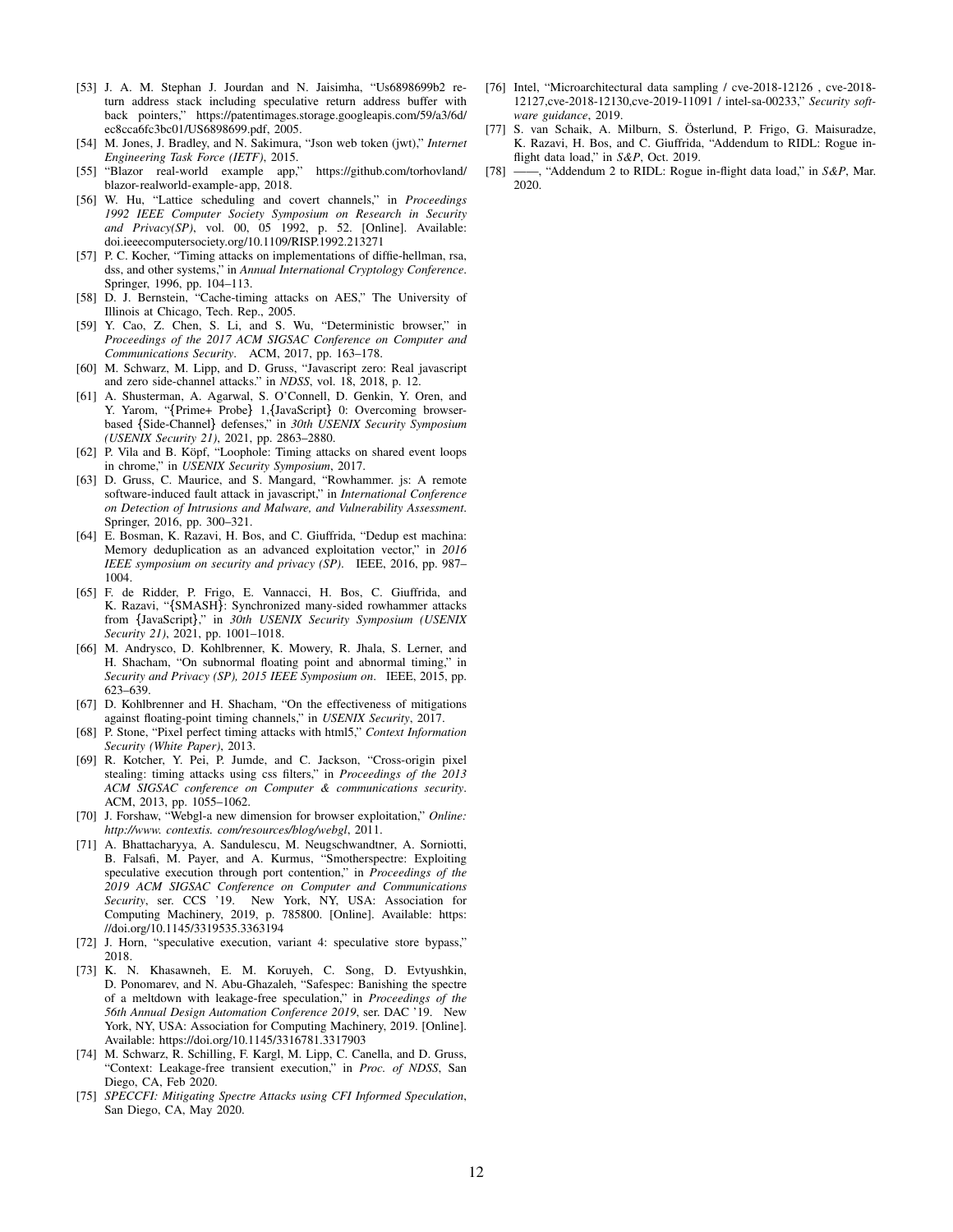[53] J. A. M. Stephan J. Jourdan and N. Jaisimha, "Us6898699b2 return address stack including speculative return address buffer with back pointers," https://patentimages.storage.googleapis.com/59/a3/6d/ec8cca6fc3bc01/US6898699.pdf, 2005.

[54] M. Jones, J. Bradley, and N. Sakimura, "Json web token (jwt)," *Internet Engineering Task Force (IETF)*, 2015.

[55] "Blazor real-world example app," https://github.com/torhovland/blazor-realworld-example-app, 2018.

[56] W. Hu, "Lattice scheduling and covert channels," in *Proceedings 1992 IEEE Computer Society Symposium on Research in Security and Privacy(SP)*, vol. 00, 05 1992, p. 52. [Online]. Available: doi.ieeecomputersociety.org/10.1109/RISP.1992.213271

[57] P. C. Kocher, "Timing attacks on implementations of diffie-hellman, rsa, dss, and other systems," in *Annual International Cryptology Conference*. Springer, 1996, pp. 104–113.

[58] D. J. Bernstein, "Cache-timing attacks on AES," The University of Illinois at Chicago, Tech. Rep., 2005.

[59] Y. Cao, Z. Chen, S. Li, and S. Wu, "Deterministic browser," in *Proceedings of the 2017 ACM SIGSAC Conference on Computer and Communications Security*. ACM, 2017, pp. 163–178.

[60] M. Schwarz, M. Lipp, and D. Gruss, "Javascript zero: Real javascript and zero side-channel attacks." in *NDSS*, vol. 18, 2018, p. 12.

[61] A. Shusterman, A. Agarwal, S. O'Connell, D. Genkin, Y. Oren, and Y. Yarom, "{Prime+ Probe} 1,{JavaScript} 0: Overcoming browser-based {Side-Channel} defenses," in *30th USENIX Security Symposium (USENIX Security 21)*, 2021, pp. 2863–2880.

[62] P. Vila and B. Köpf, "Loophole: Timing attacks on shared event loops in chrome," in *USENIX Security Symposium*, 2017.

[63] D. Gruss, C. Maurice, and S. Mangard, "Rowhammer. js: A remote software-induced fault attack in javascript," in *International Conference on Detection of Intrusions and Malware, and Vulnerability Assessment*. Springer, 2016, pp. 300–321.

[64] E. Bosman, K. Razavi, H. Bos, and C. Giuffrida, "Dedup est machina: Memory deduplication as an advanced exploitation vector," in *2016 IEEE symposium on security and privacy (SP)*. IEEE, 2016, pp. 987–1004.

[65] F. de Ridder, P. Frigo, E. Vannacci, H. Bos, C. Giuffrida, and K. Razavi, "{SMASH}: Synchronized many-sided rowhammer attacks from {JavaScript}," in *30th USENIX Security Symposium (USENIX Security 21)*, 2021, pp. 1001–1018.

[66] M. Andrysco, D. Kohlbrenner, K. Mowery, R. Jhala, S. Lerner, and H. Shacham, "On subnormal floating point and abnormal timing," in *Security and Privacy (SP), 2015 IEEE Symposium on*. IEEE, 2015, pp. 623–639.

[67] D. Kohlbrenner and H. Shacham, "On the effectiveness of mitigations against floating-point timing channels," in *USENIX Security*, 2017.

[68] P. Stone, "Pixel perfect timing attacks with html5," *Context Information Security (White Paper)*, 2013.

[69] R. Kotcher, Y. Pei, P. Jumde, and C. Jackson, "Cross-origin pixel stealing: timing attacks using css filters," in *Proceedings of the 2013 ACM SIGSAC conference on Computer & communications security*. ACM, 2013, pp. 1055–1062.

[70] J. Forshaw, "Webgl-a new dimension for browser exploitation," *Online: http://www. contextis. com/resources/blog/webgl*, 2011.

[71] A. Bhattacharyya, A. Sandulescu, M. Neugschwandtner, A. Sorniotti, B. Falsafi, M. Payer, and A. Kurmus, "Smotherspectre: Exploiting speculative execution through port contention," in *Proceedings of the 2019 ACM SIGSAC Conference on Computer and Communications Security*, ser. CCS '19. New York, NY, USA: Association for Computing Machinery, 2019, p. 785800. [Online]. Available: https://doi.org/10.1145/3319535.3363194

[72] J. Horn, "speculative execution, variant 4: speculative store bypass," 2018.

[73] K. N. Khasawneh, E. M. Koruyeh, C. Song, D. Evtyushkin, D. Ponomarev, and N. Abu-Ghazaleh, "Safespec: Banishing the spectre of a meltdown with leakage-free speculation," in *Proceedings of the 56th Annual Design Automation Conference 2019*, ser. DAC '19. New York, NY, USA: Association for Computing Machinery, 2019. [Online]. Available: https://doi.org/10.1145/3316781.3317903

[74] M. Schwarz, R. Schilling, F. Kargl, M. Lipp, C. Canella, and D. Gruss, "Context: Leakage-free transient execution," in *Proc. of NDSS*, San Diego, CA, Feb 2020.

[75] *SPECCFI: Mitigating Spectre Attacks using CFI Informed Speculation*, San Diego, CA, May 2020.

[76] Intel, "Microarchitectural data sampling / cve-2018-12126 , cve-2018-12127,cve-2018-12130,cve-2019-11091 / intel-sa-00233," *Security software guidance*, 2019.

[77] S. van Schaik, A. Milburn, S. Österlund, P. Frigo, G. Maisuradze, K. Razavi, H. Bos, and C. Giuffrida, "Addendum to RIDL: Rogue in-flight data load," in *S&P*, Oct. 2019.

[78] ——, "Addendum 2 to RIDL: Rogue in-flight data load," in *S&P*, Mar. 2020.